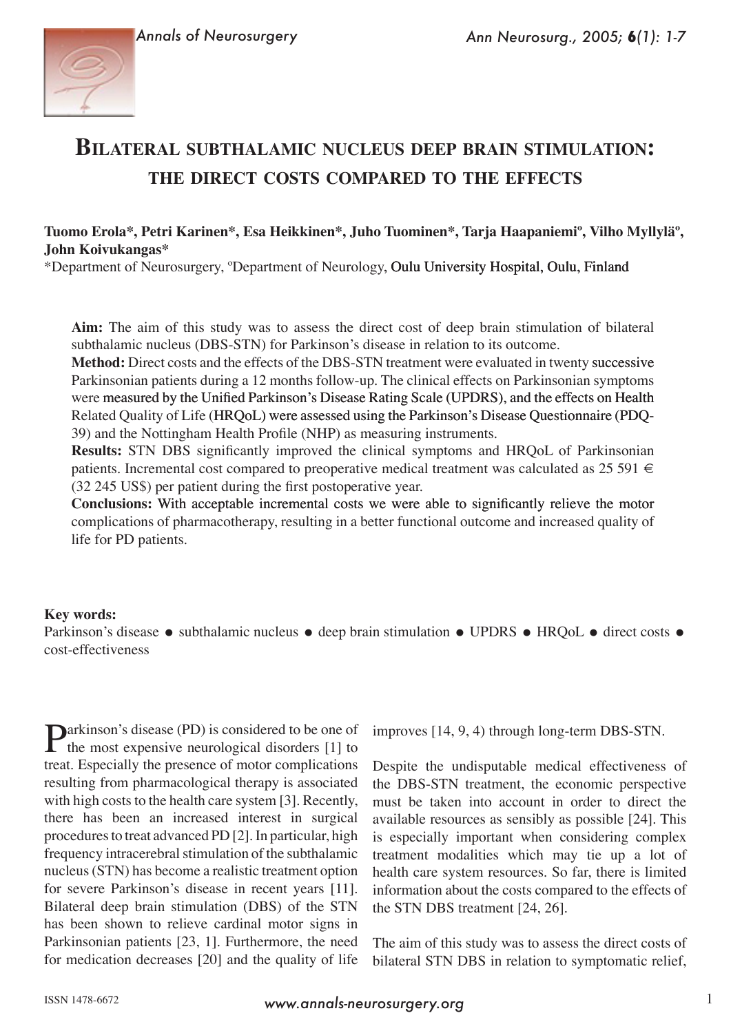# Bilateral subthalamic nucleus deep brain stimulation: the direct costs compared to the effects

**Tuomo Erola\*, Petri Karinen\*, Esa Heikkinen\*, Juho Tuominen\*, Tarja Haapaniemiº, Vilho Myllyläº, John Koivukangas\***

\*Department of Neurosurgery, ºDepartment of Neurology, Oulu University Hospital, Oulu, Finland

**Aim:** The aim of this study was to assess the direct cost of deep brain stimulation of bilateral subthalamic nucleus (DBS-STN) for Parkinson's disease in relation to its outcome.

**Method:** Direct costs and the effects of the DBS-STN treatment were evaluated in twenty successive Parkinsonian patients during a 12 months follow-up. The clinical effects on Parkinsonian symptoms were measured by the Unified Parkinson's Disease Rating Scale (UPDRS), and the effects on Health Related Quality of Life (HRQoL) were assessed using the Parkinson's Disease Questionnaire (PDQ-39) and the Nottingham Health Profile (NHP) as measuring instruments.

**Results:** STN DBS significantly improved the clinical symptoms and HRQoL of Parkinsonian patients. Incremental cost compared to preoperative medical treatment was calculated as 25 591 € (32 245 US$) per patient during the first postoperative year.

**Conclusions:** With acceptable incremental costs we were able to significantly relieve the motor complications of pharmacotherapy, resulting in a better functional outcome and increased quality of life for PD patients.

**Key words:**
Parkinson's disease ● subthalamic nucleus ● deep brain stimulation ● UPDRS ● HRQoL ● direct costs ● cost-effectiveness

Parkinson's disease (PD) is considered to be one of the most expensive neurological disorders [1] to treat. Especially the presence of motor complications resulting from pharmacological therapy is associated with high costs to the health care system [3]. Recently, there has been an increased interest in surgical procedures to treat advanced PD [2]. In particular, high frequency intracerebral stimulation of the subthalamic nucleus (STN) has become a realistic treatment option for severe Parkinson's disease in recent years [11]. Bilateral deep brain stimulation (DBS) of the STN has been shown to relieve cardinal motor signs in Parkinsonian patients [23, 1]. Furthermore, the need for medication decreases [20] and the quality of life improves [14, 9, 4] through long-term DBS-STN.

Despite the undisputable medical effectiveness of the DBS-STN treatment, the economic perspective must be taken into account in order to direct the available resources as sensibly as possible [24]. This is especially important when considering complex treatment modalities which may tie up a lot of health care system resources. So far, there is limited information about the costs compared to the effects of the STN DBS treatment [24, 26].

The aim of this study was to assess the direct costs of bilateral STN DBS in relation to symptomatic relief,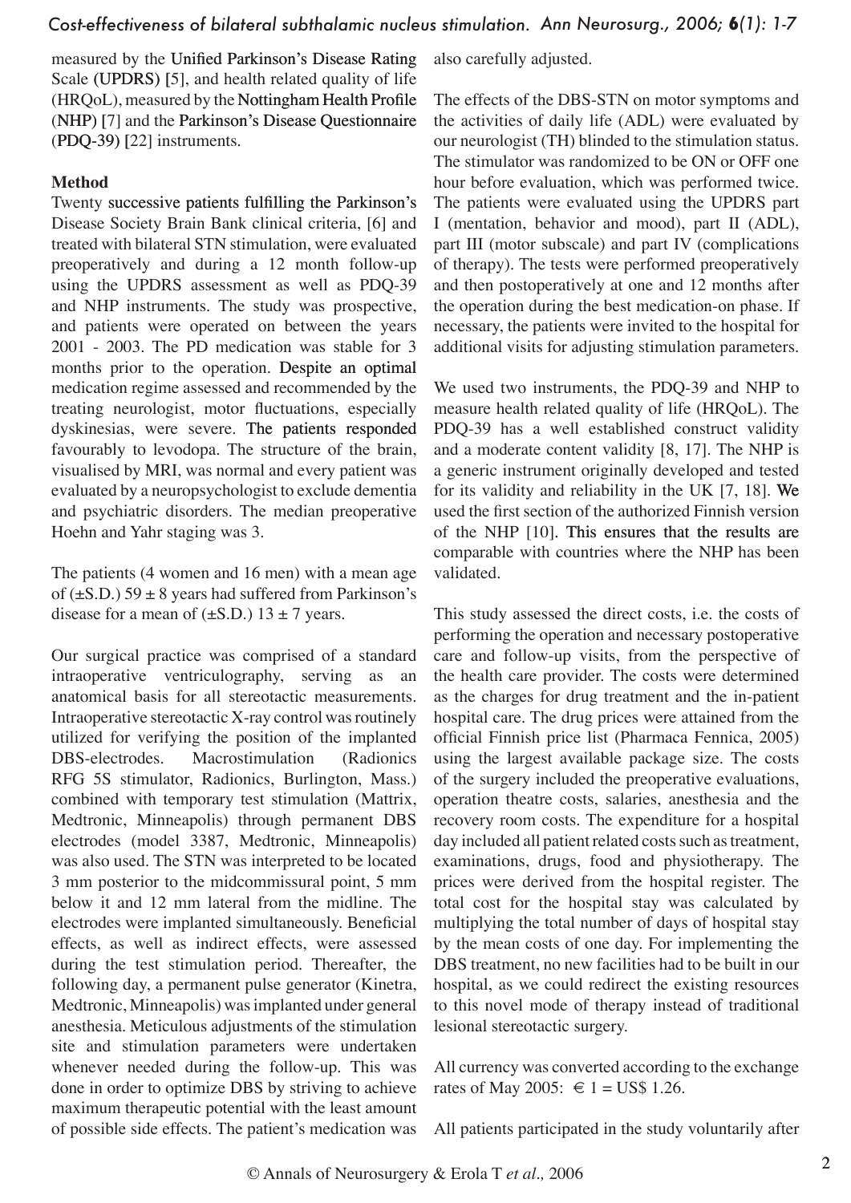measured by the Unified Parkinson's Disease Rating Scale (UPDRS) [5], and health related quality of life (HRQoL), measured by the Nottingham Health Profile (NHP) [7] and the Parkinson's Disease Questionnaire (PDQ-39) [22] instruments.

**Method**

Twenty successive patients fulfilling the Parkinson's Disease Society Brain Bank clinical criteria, [6] and treated with bilateral STN stimulation, were evaluated preoperatively and during a 12 month follow-up using the UPDRS assessment as well as PDQ-39 and NHP instruments. The study was prospective, and patients were operated on between the years 2001 - 2003. The PD medication was stable for 3 months prior to the operation. Despite an optimal medication regime assessed and recommended by the treating neurologist, motor fluctuations, especially dyskinesias, were severe. The patients responded favourably to levodopa. The structure of the brain, visualised by MRI, was normal and every patient was evaluated by a neuropsychologist to exclude dementia and psychiatric disorders. The median preoperative Hoehn and Yahr staging was 3.

The patients (4 women and 16 men) with a mean age of (±S.D.) 59 ± 8 years had suffered from Parkinson's disease for a mean of (±S.D.) 13 ± 7 years.

Our surgical practice was comprised of a standard intraoperative ventriculography, serving as an anatomical basis for all stereotactic measurements. Intraoperative stereotactic X-ray control was routinely utilized for verifying the position of the implanted DBS-electrodes. Macrostimulation (Radionics RFG 5S stimulator, Radionics, Burlington, Mass.) combined with temporary test stimulation (Mattrix, Medtronic, Minneapolis) through permanent DBS electrodes (model 3387, Medtronic, Minneapolis) was also used. The STN was interpreted to be located 3 mm posterior to the midcommissural point, 5 mm below it and 12 mm lateral from the midline. The electrodes were implanted simultaneously. Beneficial effects, as well as indirect effects, were assessed during the test stimulation period. Thereafter, the following day, a permanent pulse generator (Kinetra, Medtronic, Minneapolis) was implanted under general anesthesia. Meticulous adjustments of the stimulation site and stimulation parameters were undertaken whenever needed during the follow-up. This was done in order to optimize DBS by striving to achieve maximum therapeutic potential with the least amount of possible side effects. The patient's medication was also carefully adjusted.

The effects of the DBS-STN on motor symptoms and the activities of daily life (ADL) were evaluated by our neurologist (TH) blinded to the stimulation status. The stimulator was randomized to be ON or OFF one hour before evaluation, which was performed twice. The patients were evaluated using the UPDRS part I (mentation, behavior and mood), part II (ADL), part III (motor subscale) and part IV (complications of therapy). The tests were performed preoperatively and then postoperatively at one and 12 months after the operation during the best medication-on phase. If necessary, the patients were invited to the hospital for additional visits for adjusting stimulation parameters.

We used two instruments, the PDQ-39 and NHP to measure health related quality of life (HRQoL). The PDQ-39 has a well established construct validity and a moderate content validity [8, 17]. The NHP is a generic instrument originally developed and tested for its validity and reliability in the UK [7, 18]. We used the first section of the authorized Finnish version of the NHP [10]. This ensures that the results are comparable with countries where the NHP has been validated.

This study assessed the direct costs, i.e. the costs of performing the operation and necessary postoperative care and follow-up visits, from the perspective of the health care provider. The costs were determined as the charges for drug treatment and the in-patient hospital care. The drug prices were attained from the official Finnish price list (Pharmaca Fennica, 2005) using the largest available package size. The costs of the surgery included the preoperative evaluations, operation theatre costs, salaries, anesthesia and the recovery room costs. The expenditure for a hospital day included all patient related costs such as treatment, examinations, drugs, food and physiotherapy. The prices were derived from the hospital register. The total cost for the hospital stay was calculated by multiplying the total number of days of hospital stay by the mean costs of one day. For implementing the DBS treatment, no new facilities had to be built in our hospital, as we could redirect the existing resources to this novel mode of therapy instead of traditional lesional stereotactic surgery.

All currency was converted according to the exchange rates of May 2005: € 1 = US$ 1.26.

All patients participated in the study voluntarily after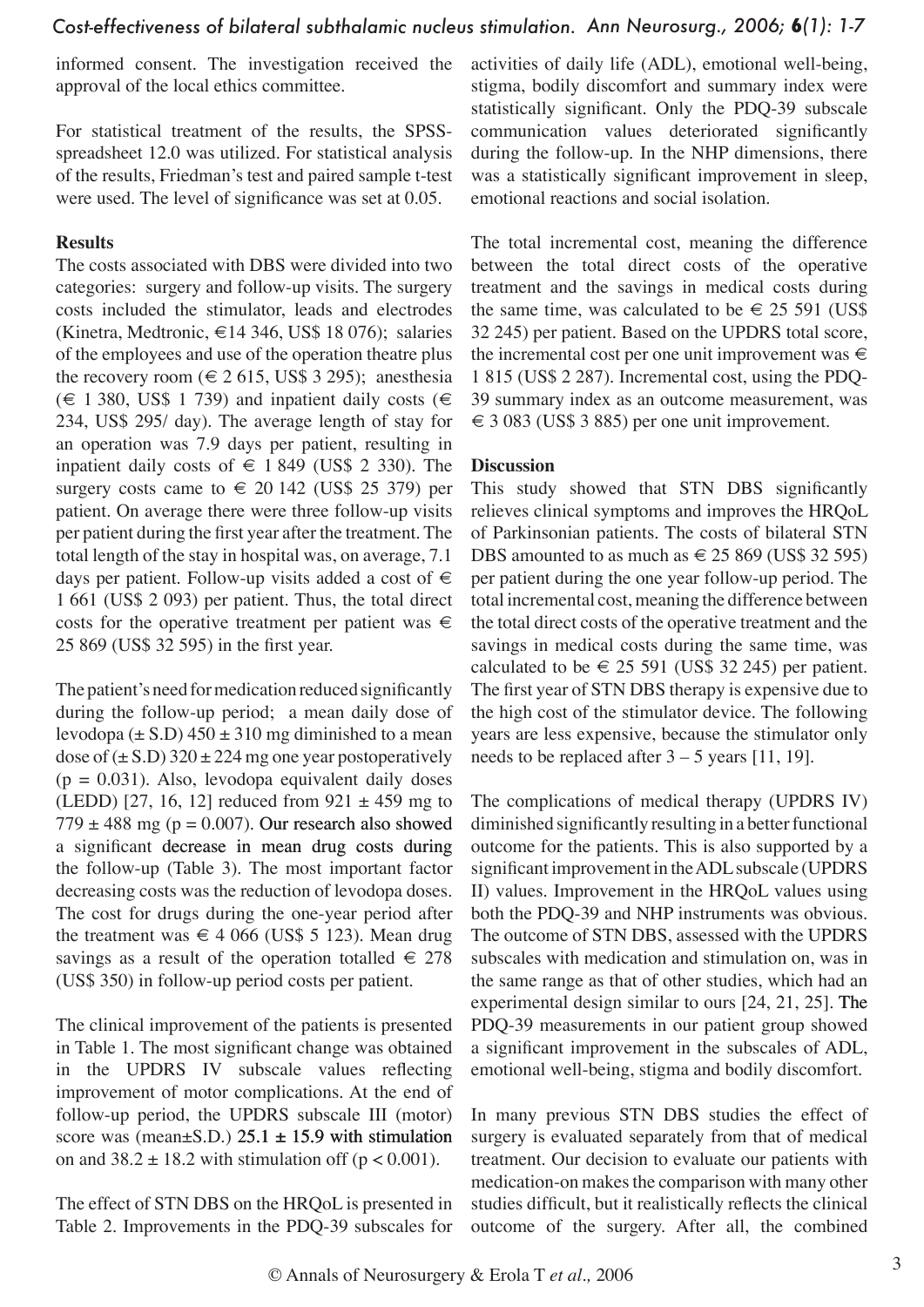informed consent. The investigation received the approval of the local ethics committee.

For statistical treatment of the results, the SPSS-spreadsheet 12.0 was utilized. For statistical analysis of the results, Friedman's test and paired sample t-test were used. The level of significance was set at 0.05.

**Results**

The costs associated with DBS were divided into two categories: surgery and follow-up visits. The surgery costs included the stimulator, leads and electrodes (Kinetra, Medtronic, €14 346, US$ 18 076); salaries of the employees and use of the operation theatre plus the recovery room (€ 2 615, US$ 3 295); anesthesia (€ 1 380, US$ 1 739) and inpatient daily costs (€ 234, US$ 295/ day). The average length of stay for an operation was 7.9 days per patient, resulting in inpatient daily costs of € 1 849 (US$ 2 330). The surgery costs came to € 20 142 (US$ 25 379) per patient. On average there were three follow-up visits per patient during the first year after the treatment. The total length of the stay in hospital was, on average, 7.1 days per patient. Follow-up visits added a cost of € 1 661 (US$ 2 093) per patient. Thus, the total direct costs for the operative treatment per patient was € 25 869 (US$ 32 595) in the first year.

The patient's need for medication reduced significantly during the follow-up period; a mean daily dose of levodopa (± S.D) 450 ± 310 mg diminished to a mean dose of (± S.D) 320 ± 224 mg one year postoperatively ($p = 0.031$). Also, levodopa equivalent daily doses (LEDD) [27, 16, 12] reduced from 921 ± 459 mg to 779 ± 488 mg ($p = 0.007$). Our research also showed a significant decrease in mean drug costs during the follow-up (Table 3). The most important factor decreasing costs was the reduction of levodopa doses. The cost for drugs during the one-year period after the treatment was € 4 066 (US$ 5 123). Mean drug savings as a result of the operation totalled € 278 (US$ 350) in follow-up period costs per patient.

The clinical improvement of the patients is presented in Table 1. The most significant change was obtained in the UPDRS IV subscale values reflecting improvement of motor complications. At the end of follow-up period, the UPDRS subscale III (motor) score was (mean±S.D.) 25.1 ± 15.9 with stimulation on and 38.2 ± 18.2 with stimulation off ($p < 0.001$).

The effect of STN DBS on the HRQoL is presented in Table 2. Improvements in the PDQ-39 subscales for activities of daily life (ADL), emotional well-being, stigma, bodily discomfort and summary index were statistically significant. Only the PDQ-39 subscale communication values deteriorated significantly during the follow-up. In the NHP dimensions, there was a statistically significant improvement in sleep, emotional reactions and social isolation.

The total incremental cost, meaning the difference between the total direct costs of the operative treatment and the savings in medical costs during the same time, was calculated to be € 25 591 (US$ 32 245) per patient. Based on the UPDRS total score, the incremental cost per one unit improvement was € 1 815 (US$ 2 287). Incremental cost, using the PDQ-39 summary index as an outcome measurement, was € 3 083 (US$ 3 885) per one unit improvement.

**Discussion**

This study showed that STN DBS significantly relieves clinical symptoms and improves the HRQoL of Parkinsonian patients. The costs of bilateral STN DBS amounted to as much as € 25 869 (US$ 32 595) per patient during the one year follow-up period. The total incremental cost, meaning the difference between the total direct costs of the operative treatment and the savings in medical costs during the same time, was calculated to be € 25 591 (US$ 32 245) per patient. The first year of STN DBS therapy is expensive due to the high cost of the stimulator device. The following years are less expensive, because the stimulator only needs to be replaced after 3 – 5 years [11, 19].

The complications of medical therapy (UPDRS IV) diminished significantly resulting in a better functional outcome for the patients. This is also supported by a significant improvement in the ADL subscale (UPDRS II) values. Improvement in the HRQoL values using both the PDQ-39 and NHP instruments was obvious. The outcome of STN DBS, assessed with the UPDRS subscales with medication and stimulation on, was in the same range as that of other studies, which had an experimental design similar to ours [24, 21, 25]. The PDQ-39 measurements in our patient group showed a significant improvement in the subscales of ADL, emotional well-being, stigma and bodily discomfort.

In many previous STN DBS studies the effect of surgery is evaluated separately from that of medical treatment. Our decision to evaluate our patients with medication-on makes the comparison with many other studies difficult, but it realistically reflects the clinical outcome of the surgery. After all, the combined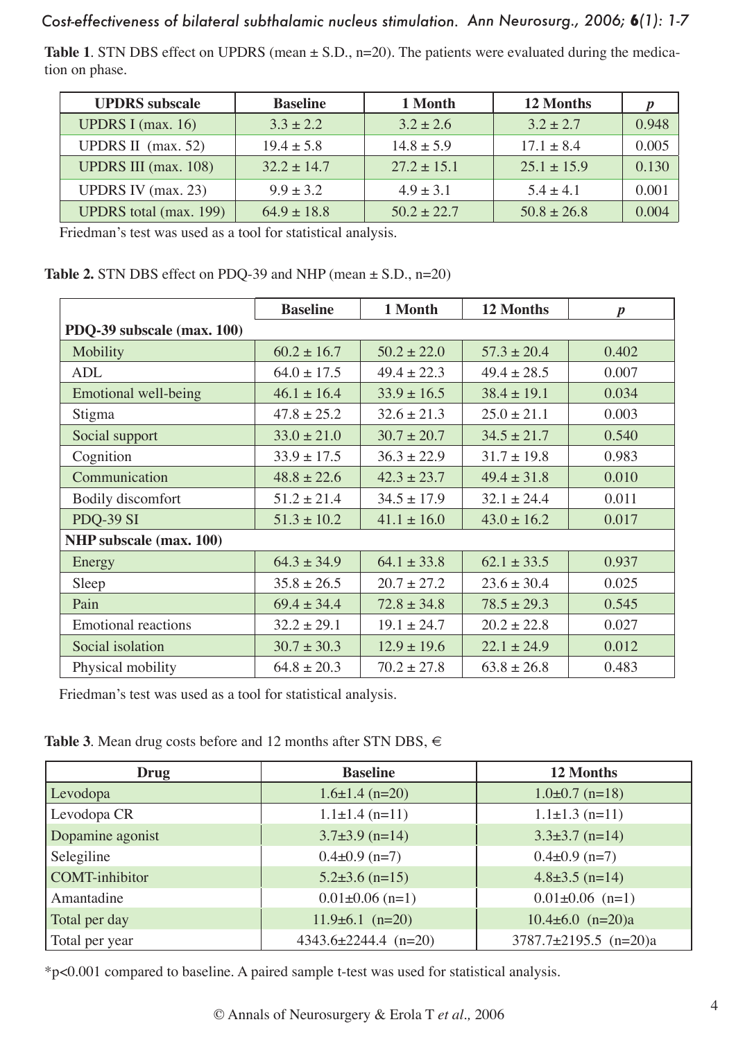**Table 1**. STN DBS effect on UPDRS (mean ± S.D., n=20). The patients were evaluated during the medication on phase.

| UPDRS subscale | Baseline | 1 Month | 12 Months | *p* |
|---|---|---|---|---|
| UPDRS I (max. 16) | 3.3 ± 2.2 | 3.2 ± 2.6 | 3.2 ± 2.7 | 0.948 |
| UPDRS II (max. 52) | 19.4 ± 5.8 | 14.8 ± 5.9 | 17.1 ± 8.4 | 0.005 |
| UPDRS III (max. 108) | 32.2 ± 14.7 | 27.2 ± 15.1 | 25.1 ± 15.9 | 0.130 |
| UPDRS IV (max. 23) | 9.9 ± 3.2 | 4.9 ± 3.1 | 5.4 ± 4.1 | 0.001 |
| UPDRS total (max. 199) | 64.9 ± 18.8 | 50.2 ± 22.7 | 50.8 ± 26.8 | 0.004 |

Friedman's test was used as a tool for statistical analysis.

**Table 2.** STN DBS effect on PDQ-39 and NHP (mean ± S.D., n=20)

| | Baseline | 1 Month | 12 Months | *p* |
|---|---|---|---|---|
| **PDQ-39 subscale (max. 100)** | | | | |
| Mobility | 60.2 ± 16.7 | 50.2 ± 22.0 | 57.3 ± 20.4 | 0.402 |
| ADL | 64.0 ± 17.5 | 49.4 ± 22.3 | 49.4 ± 28.5 | 0.007 |
| Emotional well-being | 46.1 ± 16.4 | 33.9 ± 16.5 | 38.4 ± 19.1 | 0.034 |
| Stigma | 47.8 ± 25.2 | 32.6 ± 21.3 | 25.0 ± 21.1 | 0.003 |
| Social support | 33.0 ± 21.0 | 30.7 ± 20.7 | 34.5 ± 21.7 | 0.540 |
| Cognition | 33.9 ± 17.5 | 36.3 ± 22.9 | 31.7 ± 19.8 | 0.983 |
| Communication | 48.8 ± 22.6 | 42.3 ± 23.7 | 49.4 ± 31.8 | 0.010 |
| Bodily discomfort | 51.2 ± 21.4 | 34.5 ± 17.9 | 32.1 ± 24.4 | 0.011 |
| PDQ-39 SI | 51.3 ± 10.2 | 41.1 ± 16.0 | 43.0 ± 16.2 | 0.017 |
| **NHP subscale (max. 100)** | | | | |
| Energy | 64.3 ± 34.9 | 64.1 ± 33.8 | 62.1 ± 33.5 | 0.937 |
| Sleep | 35.8 ± 26.5 | 20.7 ± 27.2 | 23.6 ± 30.4 | 0.025 |
| Pain | 69.4 ± 34.4 | 72.8 ± 34.8 | 78.5 ± 29.3 | 0.545 |
| Emotional reactions | 32.2 ± 29.1 | 19.1 ± 24.7 | 20.2 ± 22.8 | 0.027 |
| Social isolation | 30.7 ± 30.3 | 12.9 ± 19.6 | 22.1 ± 24.9 | 0.012 |
| Physical mobility | 64.8 ± 20.3 | 70.2 ± 27.8 | 63.8 ± 26.8 | 0.483 |

Friedman's test was used as a tool for statistical analysis.

**Table 3**. Mean drug costs before and 12 months after STN DBS, €

| Drug | Baseline | 12 Months |
|---|---|---|
| Levodopa | 1.6±1.4 (n=20) | 1.0±0.7 (n=18) |
| Levodopa CR | 1.1±1.4 (n=11) | 1.1±1.3 (n=11) |
| Dopamine agonist | 3.7±3.9 (n=14) | 3.3±3.7 (n=14) |
| Selegiline | 0.4±0.9 (n=7) | 0.4±0.9 (n=7) |
| COMT-inhibitor | 5.2±3.6 (n=15) | 4.8±3.5 (n=14) |
| Amantadine | 0.01±0.06 (n=1) | 0.01±0.06 (n=1) |
| Total per day | 11.9±6.1 (n=20) | 10.4±6.0 (n=20)a |
| Total per year | 4343.6±2244.4 (n=20) | 3787.7±2195.5 (n=20)a |

*$p<0.001$ compared to baseline. A paired sample t-test was used for statistical analysis.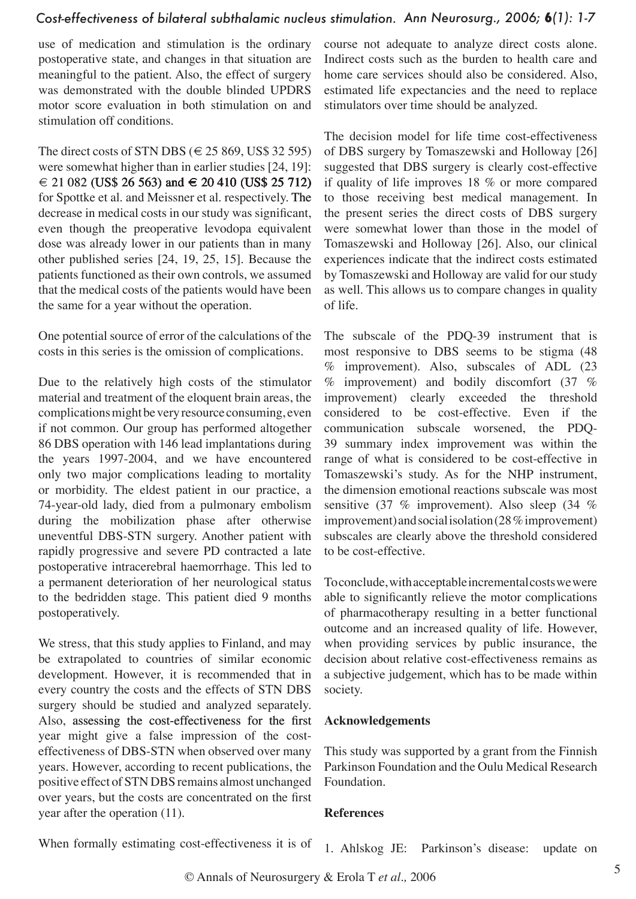use of medication and stimulation is the ordinary postoperative state, and changes in that situation are meaningful to the patient. Also, the effect of surgery was demonstrated with the double blinded UPDRS motor score evaluation in both stimulation on and stimulation off conditions.

The direct costs of STN DBS (€ 25 869, US$ 32 595) were somewhat higher than in earlier studies [24, 19]: € 21 082 (US$ 26 563) and € 20 410 (US$ 25 712) for Spottke et al. and Meissner et al. respectively. The decrease in medical costs in our study was significant, even though the preoperative levodopa equivalent dose was already lower in our patients than in many other published series [24, 19, 25, 15]. Because the patients functioned as their own controls, we assumed that the medical costs of the patients would have been the same for a year without the operation.

One potential source of error of the calculations of the costs in this series is the omission of complications.

Due to the relatively high costs of the stimulator material and treatment of the eloquent brain areas, the complications might be very resource consuming, even if not common. Our group has performed altogether 86 DBS operation with 146 lead implantations during the years 1997-2004, and we have encountered only two major complications leading to mortality or morbidity. The eldest patient in our practice, a 74-year-old lady, died from a pulmonary embolism during the mobilization phase after otherwise uneventful DBS-STN surgery. Another patient with rapidly progressive and severe PD contracted a late postoperative intracerebral haemorrhage. This led to a permanent deterioration of her neurological status to the bedridden stage. This patient died 9 months postoperatively.

We stress, that this study applies to Finland, and may be extrapolated to countries of similar economic development. However, it is recommended that in every country the costs and the effects of STN DBS surgery should be studied and analyzed separately. Also, assessing the cost-effectiveness for the first year might give a false impression of the cost-effectiveness of DBS-STN when observed over many years. However, according to recent publications, the positive effect of STN DBS remains almost unchanged over years, but the costs are concentrated on the first year after the operation (11).

When formally estimating cost-effectiveness it is of course not adequate to analyze direct costs alone. Indirect costs such as the burden to health care and home care services should also be considered. Also, estimated life expectancies and the need to replace stimulators over time should be analyzed.

The decision model for life time cost-effectiveness of DBS surgery by Tomaszewski and Holloway [26] suggested that DBS surgery is clearly cost-effective if quality of life improves 18 % or more compared to those receiving best medical management. In the present series the direct costs of DBS surgery were somewhat lower than those in the model of Tomaszewski and Holloway [26]. Also, our clinical experiences indicate that the indirect costs estimated by Tomaszewski and Holloway are valid for our study as well. This allows us to compare changes in quality of life.

The subscale of the PDQ-39 instrument that is most responsive to DBS seems to be stigma (48 % improvement). Also, subscales of ADL (23 % improvement) and bodily discomfort (37 % improvement) clearly exceeded the threshold considered to be cost-effective. Even if the communication subscale worsened, the PDQ-39 summary index improvement was within the range of what is considered to be cost-effective in Tomaszewski's study. As for the NHP instrument, the dimension emotional reactions subscale was most sensitive (37 % improvement). Also sleep (34 % improvement) and social isolation (28 % improvement) subscales are clearly above the threshold considered to be cost-effective.

To conclude, with acceptable incremental costs we were able to significantly relieve the motor complications of pharmacotherapy resulting in a better functional outcome and an increased quality of life. However, when providing services by public insurance, the decision about relative cost-effectiveness remains as a subjective judgement, which has to be made within society.

**Acknowledgements**

This study was supported by a grant from the Finnish Parkinson Foundation and the Oulu Medical Research Foundation.

**References**

1. Ahlskog JE: Parkinson's disease: update on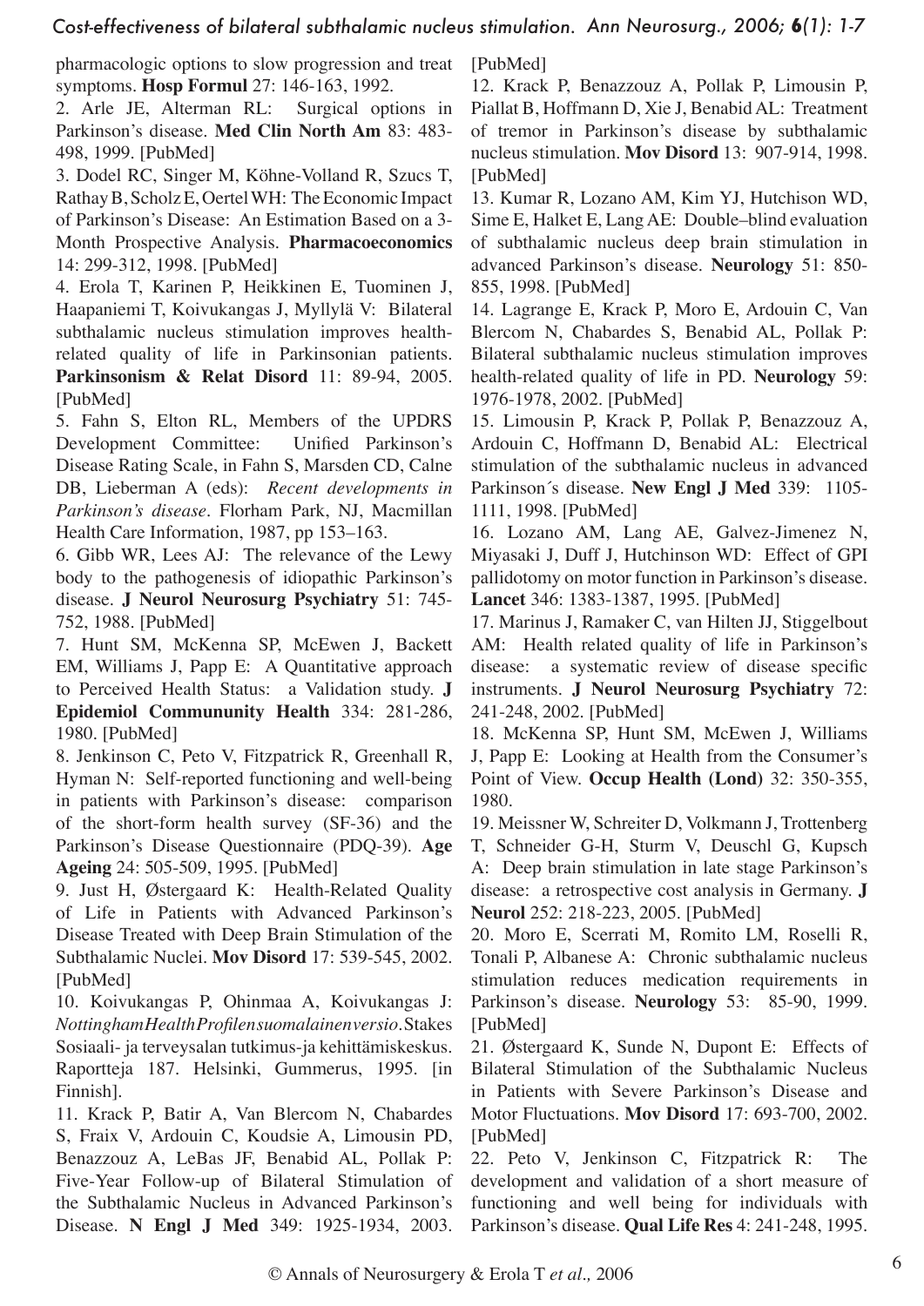pharmacologic options to slow progression and treat symptoms. **Hosp Formul** 27: 146-163, 1992.

2. Arle JE, Alterman RL: Surgical options in Parkinson's disease. **Med Clin North Am** 83: 483-498, 1999. [PubMed]

3. Dodel RC, Singer M, Köhne-Volland R, Szucs T, Rathay B, Scholz E, Oertel WH: The Economic Impact of Parkinson's Disease: An Estimation Based on a 3-Month Prospective Analysis. **Pharmacoeconomics** 14: 299-312, 1998. [PubMed]

4. Erola T, Karinen P, Heikkinen E, Tuominen J, Haapaniemi T, Koivukangas J, Myllylä V: Bilateral subthalamic nucleus stimulation improves health-related quality of life in Parkinsonian patients. **Parkinsonism & Relat Disord** 11: 89-94, 2005. [PubMed]

5. Fahn S, Elton RL, Members of the UPDRS Development Committee: Unified Parkinson's Disease Rating Scale, in Fahn S, Marsden CD, Calne DB, Lieberman A (eds): *Recent developments in Parkinson's disease*. Florham Park, NJ, Macmillan Health Care Information, 1987, pp 153–163.

6. Gibb WR, Lees AJ: The relevance of the Lewy body to the pathogenesis of idiopathic Parkinson's disease. **J Neurol Neurosurg Psychiatry** 51: 745-752, 1988. [PubMed]

7. Hunt SM, McKenna SP, McEwen J, Backett EM, Williams J, Papp E: A Quantitative approach to Perceived Health Status: a Validation study. **J Epidemiol Commununity Health** 334: 281-286, 1980. [PubMed]

8. Jenkinson C, Peto V, Fitzpatrick R, Greenhall R, Hyman N: Self-reported functioning and well-being in patients with Parkinson's disease: comparison of the short-form health survey (SF-36) and the Parkinson's Disease Questionnaire (PDQ-39). **Age Ageing** 24: 505-509, 1995. [PubMed]

9. Just H, Østergaard K: Health-Related Quality of Life in Patients with Advanced Parkinson's Disease Treated with Deep Brain Stimulation of the Subthalamic Nuclei. **Mov Disord** 17: 539-545, 2002. [PubMed]

10. Koivukangas P, Ohinmaa A, Koivukangas J: *NottinghamHealthProfilensuomalainenversio*. Stakes Sosiaali- ja terveysalan tutkimus-ja kehittämiskeskus. Raportteja 187. Helsinki, Gummerus, 1995. [in Finnish].

11. Krack P, Batir A, Van Blercom N, Chabardes S, Fraix V, Ardouin C, Koudsie A, Limousin PD, Benazzouz A, LeBas JF, Benabid AL, Pollak P: Five-Year Follow-up of Bilateral Stimulation of the Subthalamic Nucleus in Advanced Parkinson's Disease. **N Engl J Med** 349: 1925-1934, 2003. [PubMed]

12. Krack P, Benazzouz A, Pollak P, Limousin P, Piallat B, Hoffmann D, Xie J, Benabid AL: Treatment of tremor in Parkinson's disease by subthalamic nucleus stimulation. **Mov Disord** 13: 907-914, 1998. [PubMed]

13. Kumar R, Lozano AM, Kim YJ, Hutchison WD, Sime E, Halket E, Lang AE: Double–blind evaluation of subthalamic nucleus deep brain stimulation in advanced Parkinson's disease. **Neurology** 51: 850-855, 1998. [PubMed]

14. Lagrange E, Krack P, Moro E, Ardouin C, Van Blercom N, Chabardes S, Benabid AL, Pollak P: Bilateral subthalamic nucleus stimulation improves health-related quality of life in PD. **Neurology** 59: 1976-1978, 2002. [PubMed]

15. Limousin P, Krack P, Pollak P, Benazzouz A, Ardouin C, Hoffmann D, Benabid AL: Electrical stimulation of the subthalamic nucleus in advanced Parkinson´s disease. **New Engl J Med** 339: 1105-1111, 1998. [PubMed]

16. Lozano AM, Lang AE, Galvez-Jimenez N, Miyasaki J, Duff J, Hutchinson WD: Effect of GPI pallidotomy on motor function in Parkinson's disease. **Lancet** 346: 1383-1387, 1995. [PubMed]

17. Marinus J, Ramaker C, van Hilten JJ, Stiggelbout AM: Health related quality of life in Parkinson's disease: a systematic review of disease specific instruments. **J Neurol Neurosurg Psychiatry** 72: 241-248, 2002. [PubMed]

18. McKenna SP, Hunt SM, McEwen J, Williams J, Papp E: Looking at Health from the Consumer's Point of View. **Occup Health (Lond)** 32: 350-355, 1980.

19. Meissner W, Schreiter D, Volkmann J, Trottenberg T, Schneider G-H, Sturm V, Deuschl G, Kupsch A: Deep brain stimulation in late stage Parkinson's disease: a retrospective cost analysis in Germany. **J Neurol** 252: 218-223, 2005. [PubMed]

20. Moro E, Scerrati M, Romito LM, Roselli R, Tonali P, Albanese A: Chronic subthalamic nucleus stimulation reduces medication requirements in Parkinson's disease. **Neurology** 53: 85-90, 1999. [PubMed]

21. Østergaard K, Sunde N, Dupont E: Effects of Bilateral Stimulation of the Subthalamic Nucleus in Patients with Severe Parkinson's Disease and Motor Fluctuations. **Mov Disord** 17: 693-700, 2002. [PubMed]

22. Peto V, Jenkinson C, Fitzpatrick R: The development and validation of a short measure of functioning and well being for individuals with Parkinson's disease. **Qual Life Res** 4: 241-248, 1995.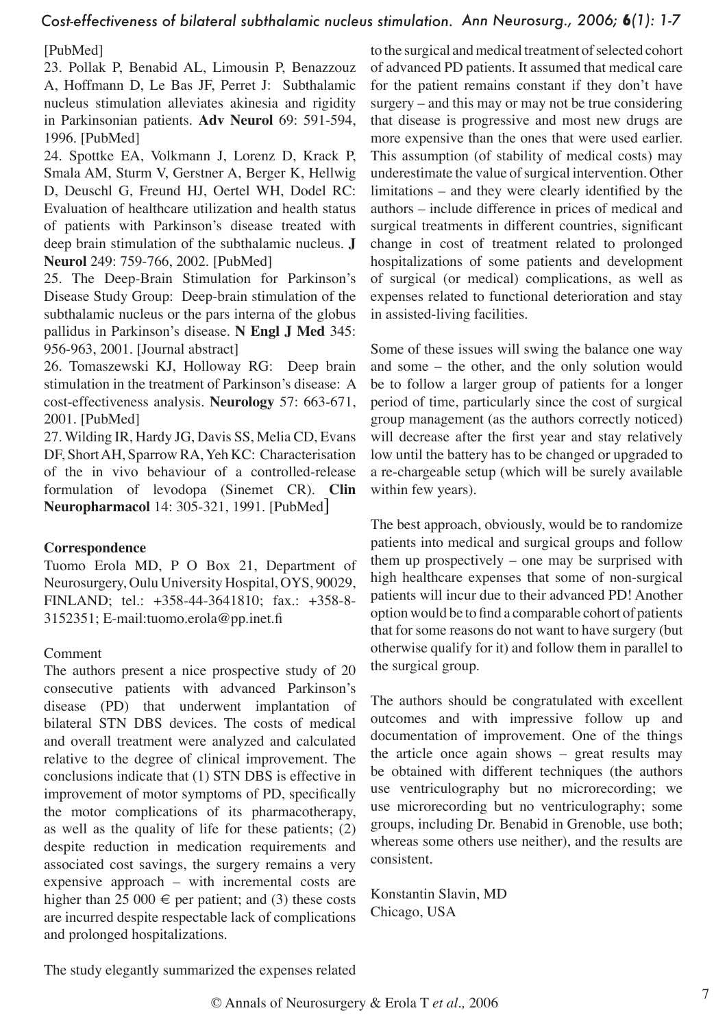[PubMed]

23. Pollak P, Benabid AL, Limousin P, Benazzouz A, Hoffmann D, Le Bas JF, Perret J: Subthalamic nucleus stimulation alleviates akinesia and rigidity in Parkinsonian patients. **Adv Neurol** 69: 591-594, 1996. [PubMed]

24. Spottke EA, Volkmann J, Lorenz D, Krack P, Smala AM, Sturm V, Gerstner A, Berger K, Hellwig D, Deuschl G, Freund HJ, Oertel WH, Dodel RC: Evaluation of healthcare utilization and health status of patients with Parkinson's disease treated with deep brain stimulation of the subthalamic nucleus. **J Neurol** 249: 759-766, 2002. [PubMed]

25. The Deep-Brain Stimulation for Parkinson's Disease Study Group: Deep-brain stimulation of the subthalamic nucleus or the pars interna of the globus pallidus in Parkinson's disease. **N Engl J Med** 345: 956-963, 2001. [Journal abstract]

26. Tomaszewski KJ, Holloway RG: Deep brain stimulation in the treatment of Parkinson's disease: A cost-effectiveness analysis. **Neurology** 57: 663-671, 2001. [PubMed]

27. Wilding IR, Hardy JG, Davis SS, Melia CD, Evans DF, Short AH, Sparrow RA, Yeh KC: Characterisation of the in vivo behaviour of a controlled-release formulation of levodopa (Sinemet CR). **Clin Neuropharmacol** 14: 305-321, 1991. [PubMed]

**Correspondence**

Tuomo Erola MD, P O Box 21, Department of Neurosurgery, Oulu University Hospital, OYS, 90029, FINLAND; tel.: +358-44-3641810; fax.: +358-8-3152351; E-mail:tuomo.erola@pp.inet.fi

Comment

The authors present a nice prospective study of 20 consecutive patients with advanced Parkinson's disease (PD) that underwent implantation of bilateral STN DBS devices. The costs of medical and overall treatment were analyzed and calculated relative to the degree of clinical improvement. The conclusions indicate that (1) STN DBS is effective in improvement of motor symptoms of PD, specifically the motor complications of its pharmacotherapy, as well as the quality of life for these patients; (2) despite reduction in medication requirements and associated cost savings, the surgery remains a very expensive approach – with incremental costs are higher than 25 000 € per patient; and (3) these costs are incurred despite respectable lack of complications and prolonged hospitalizations.

The study elegantly summarized the expenses related to the surgical and medical treatment of selected cohort of advanced PD patients. It assumed that medical care for the patient remains constant if they don't have surgery – and this may or may not be true considering that disease is progressive and most new drugs are more expensive than the ones that were used earlier. This assumption (of stability of medical costs) may underestimate the value of surgical intervention. Other limitations – and they were clearly identified by the authors – include difference in prices of medical and surgical treatments in different countries, significant change in cost of treatment related to prolonged hospitalizations of some patients and development of surgical (or medical) complications, as well as expenses related to functional deterioration and stay in assisted-living facilities.

Some of these issues will swing the balance one way and some – the other, and the only solution would be to follow a larger group of patients for a longer period of time, particularly since the cost of surgical group management (as the authors correctly noticed) will decrease after the first year and stay relatively low until the battery has to be changed or upgraded to a re-chargeable setup (which will be surely available within few years).

The best approach, obviously, would be to randomize patients into medical and surgical groups and follow them up prospectively – one may be surprised with high healthcare expenses that some of non-surgical patients will incur due to their advanced PD! Another option would be to find a comparable cohort of patients that for some reasons do not want to have surgery (but otherwise qualify for it) and follow them in parallel to the surgical group.

The authors should be congratulated with excellent outcomes and with impressive follow up and documentation of improvement. One of the things the article once again shows – great results may be obtained with different techniques (the authors use ventriculography but no microrecording; we use microrecording but no ventriculography; some groups, including Dr. Benabid in Grenoble, use both; whereas some others use neither), and the results are consistent.

Konstantin Slavin, MD
Chicago, USA

© Annals of Neurosurgery & Erola T *et al.*, 2006